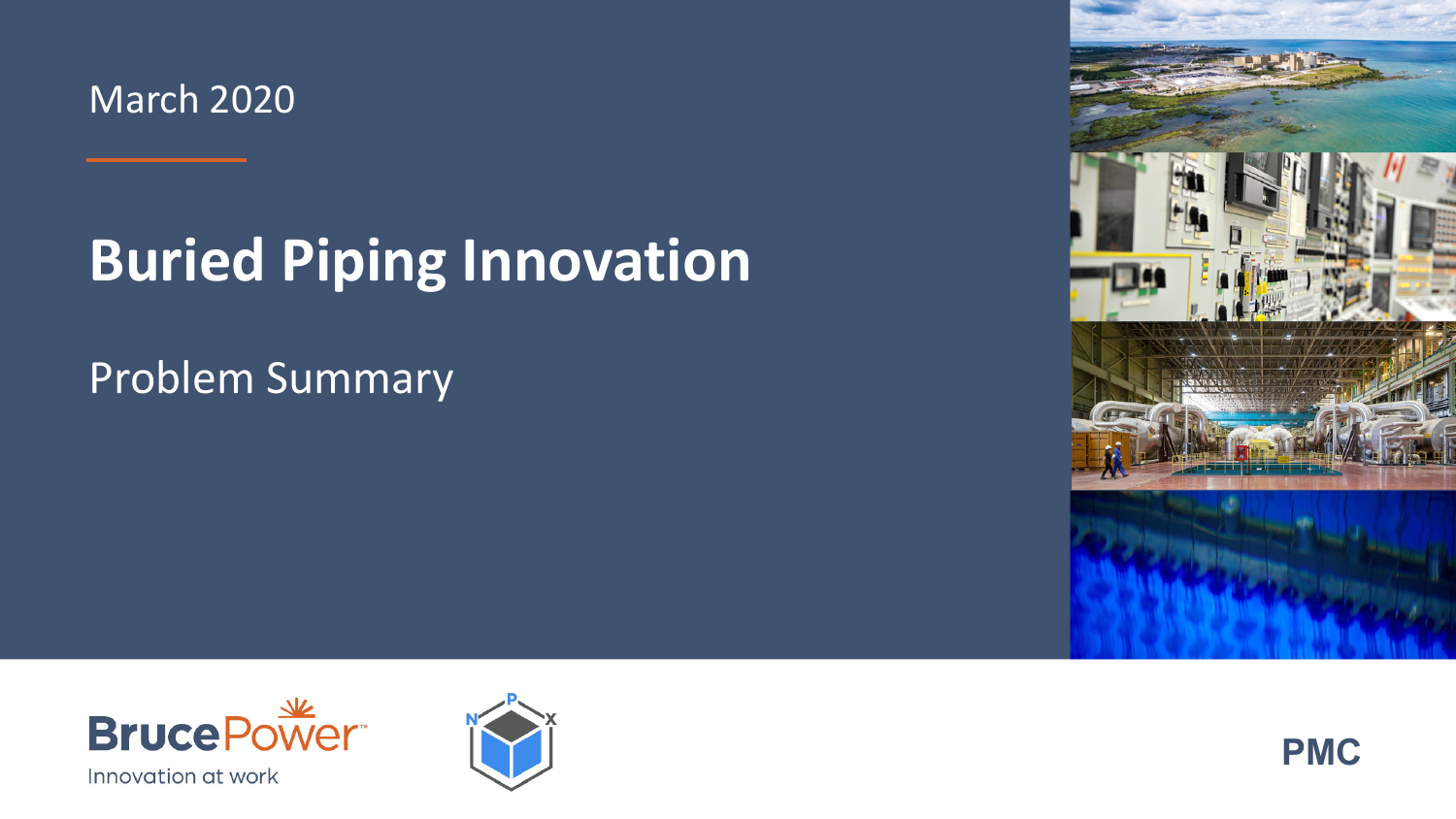March 2020

# Buried Piping Innovation

## Problem Summary

BrucePower
Innovation at work

NPX

PMC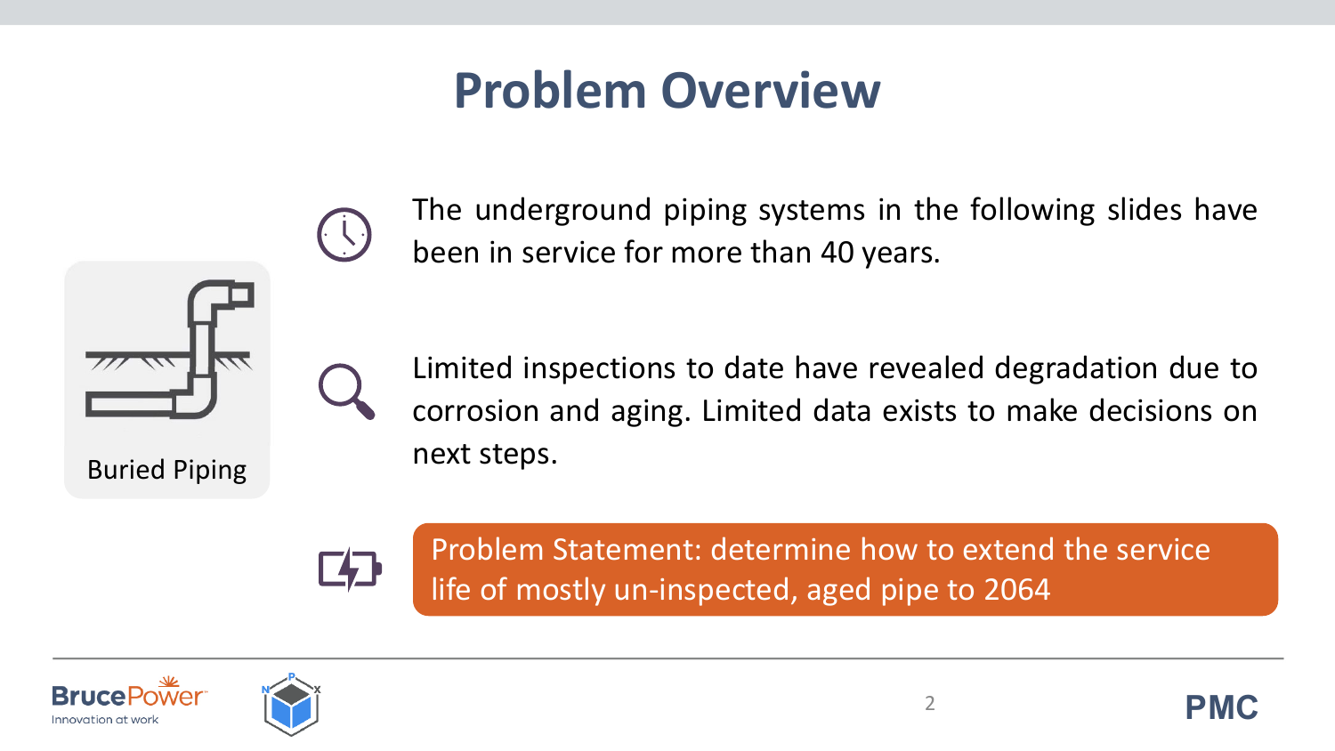# Problem Overview

Buried Piping

The underground piping systems in the following slides have been in service for more than 40 years.

Limited inspections to date have revealed degradation due to corrosion and aging. Limited data exists to make decisions on next steps.

**Problem Statement: determine how to extend the service life of mostly un-inspected, aged pipe to 2064**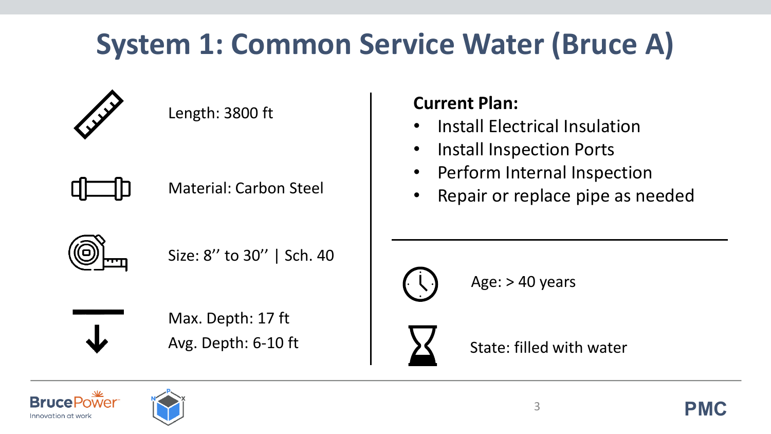# System 1: Common Service Water (Bruce A)

Length: 3800 ft

Material: Carbon Steel

Size: 8'' to 30'' | Sch. 40

Max. Depth: 17 ft
Avg. Depth: 6-10 ft

**Current Plan:**

- Install Electrical Insulation
- Install Inspection Ports
- Perform Internal Inspection
- Repair or replace pipe as needed

Age: > 40 years

State: filled with water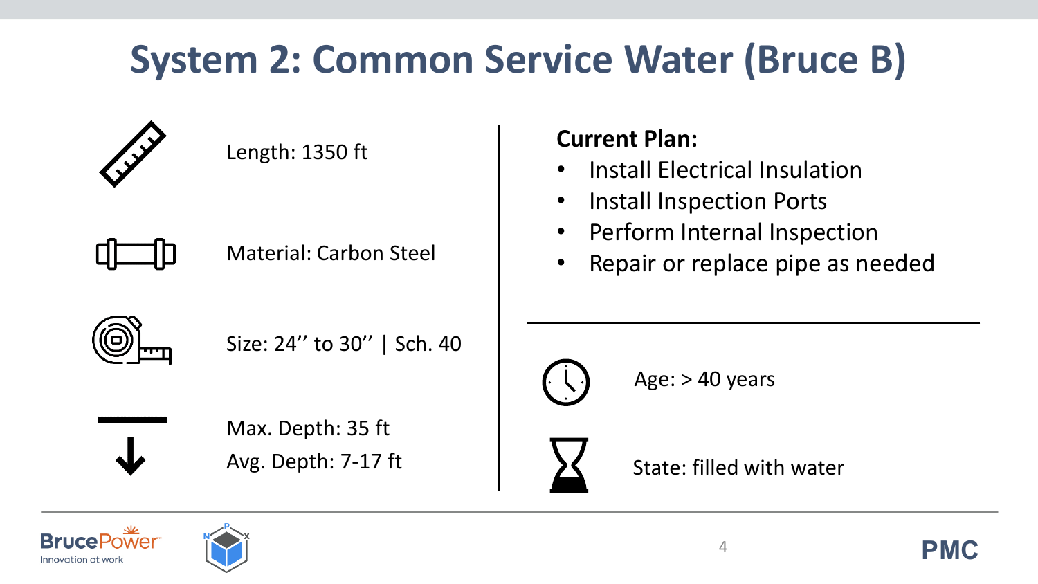# System 2: Common Service Water (Bruce B)

Length: 1350 ft

Material: Carbon Steel

Size: 24’’ to 30’’ | Sch. 40

Max. Depth: 35 ft
Avg. Depth: 7-17 ft

**Current Plan:**

- Install Electrical Insulation
- Install Inspection Ports
- Perform Internal Inspection
- Repair or replace pipe as needed

Age: > 40 years

State: filled with water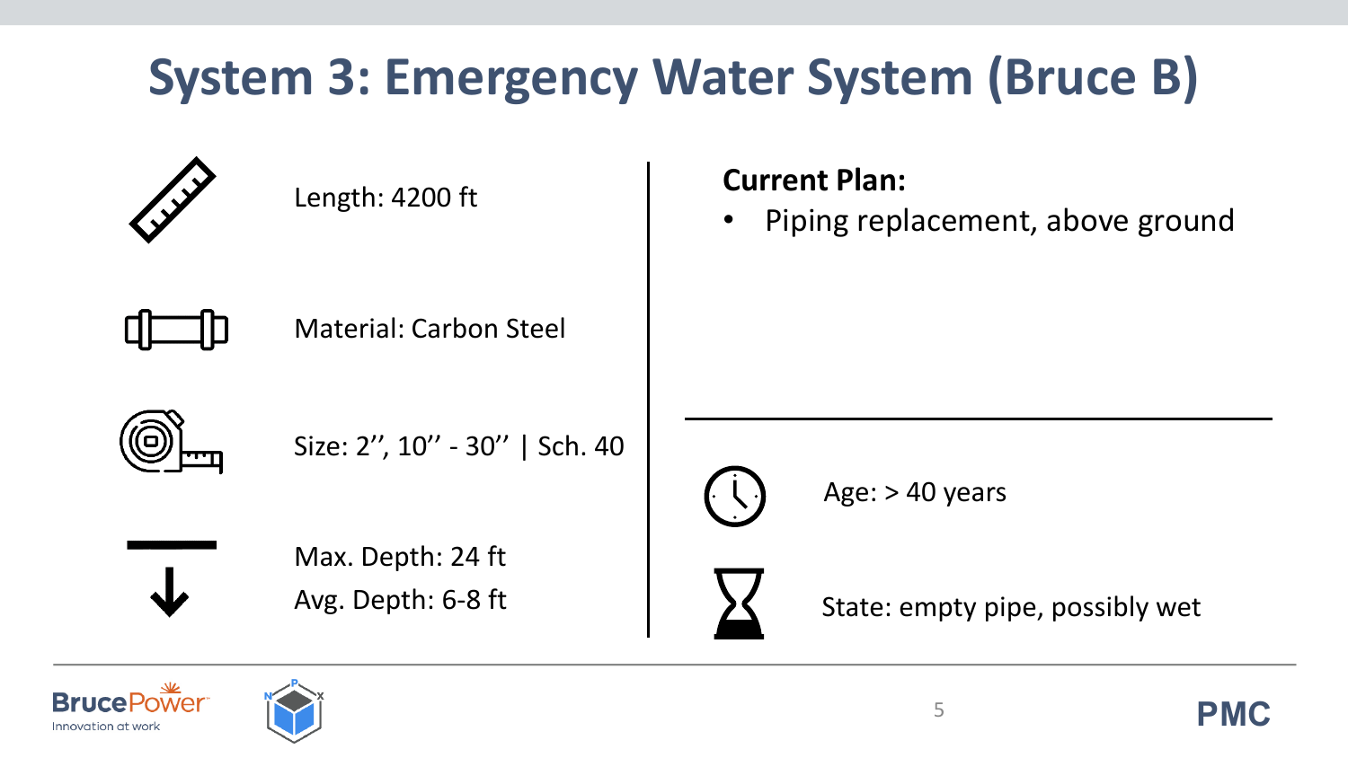# System 3: Emergency Water System (Bruce B)

Length: 4200 ft

Material: Carbon Steel

Size: 2'', 10'' - 30'' | Sch. 40

Max. Depth: 24 ft

Avg. Depth: 6-8 ft

**Current Plan:**

- Piping replacement, above ground

Age: > 40 years

State: empty pipe, possibly wet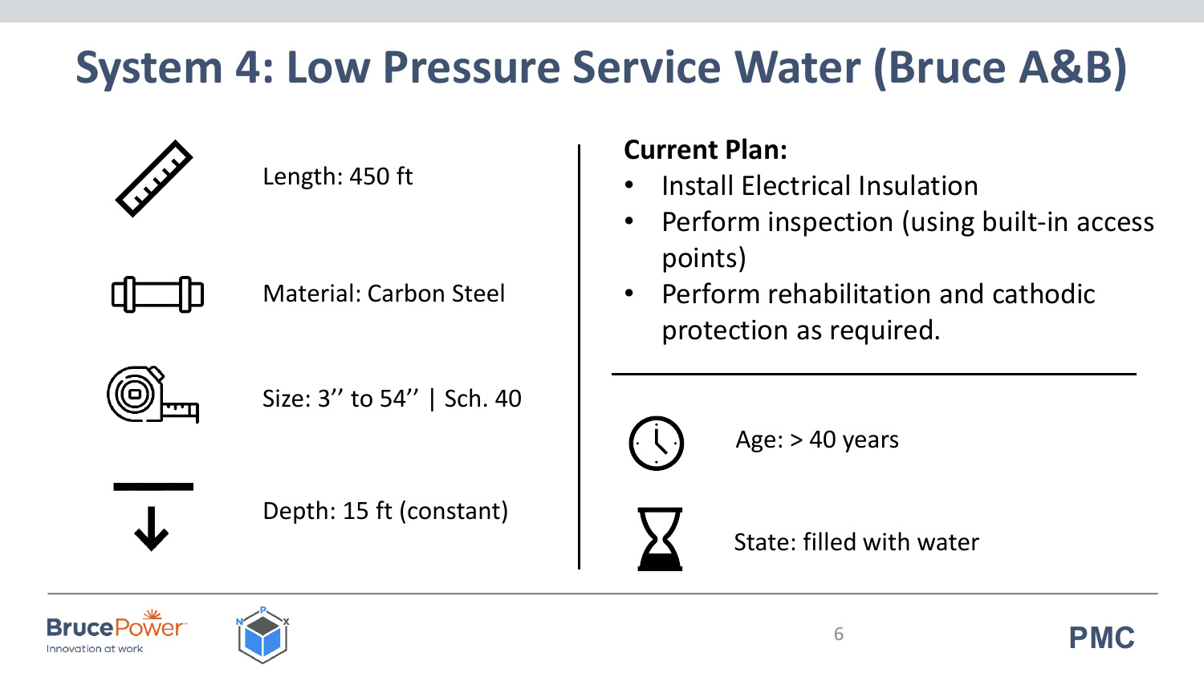# System 4: Low Pressure Service Water (Bruce A&B)

Length: 450 ft

Material: Carbon Steel

Size: 3'' to 54'' | Sch. 40

Depth: 15 ft (constant)

**Current Plan:**

- Install Electrical Insulation
- Perform inspection (using built-in access points)
- Perform rehabilitation and cathodic protection as required.

Age: > 40 years

State: filled with water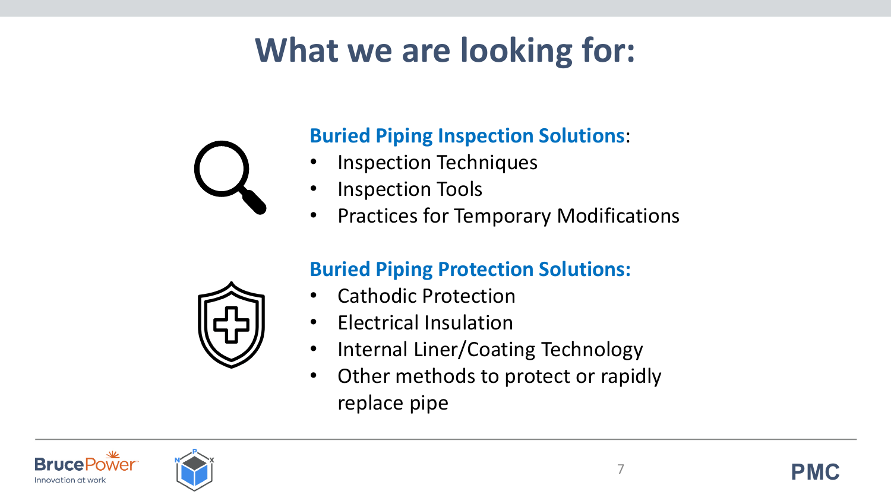# What we are looking for:

**Buried Piping Inspection Solutions**:

- Inspection Techniques
- Inspection Tools
- Practices for Temporary Modifications

**Buried Piping Protection Solutions:**

- Cathodic Protection
- Electrical Insulation
- Internal Liner/Coating Technology
- Other methods to protect or rapidly replace pipe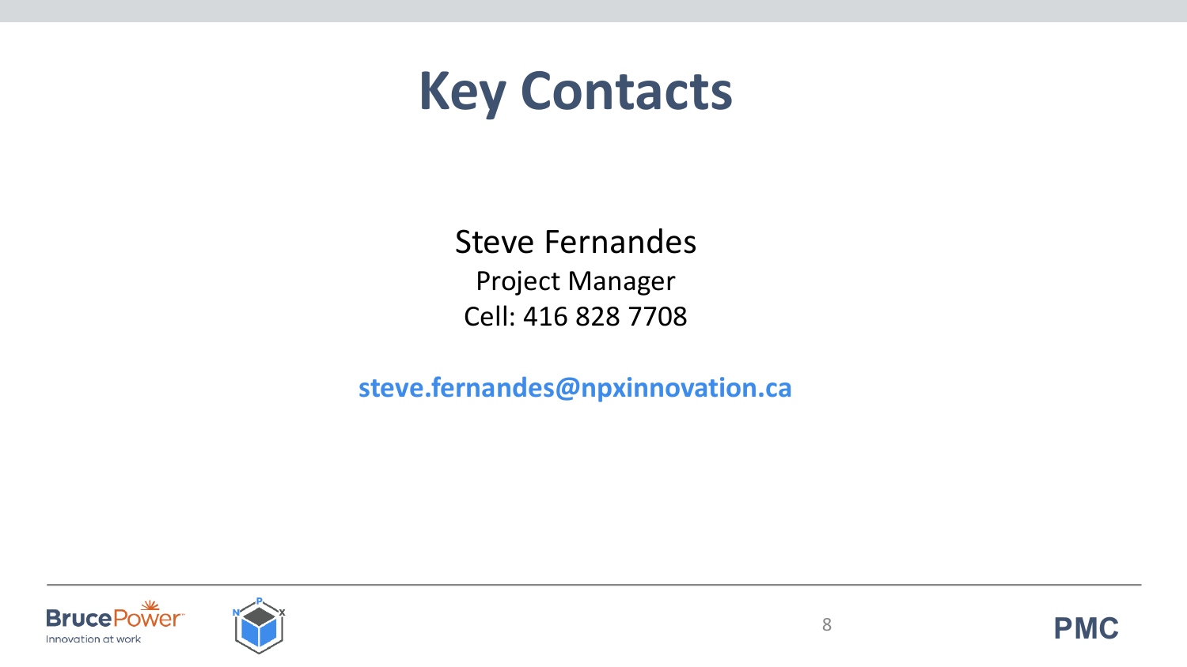# Key Contacts

Steve Fernandes

Project Manager

Cell: 416 828 7708

**steve.fernandes@npxinnovation.ca**